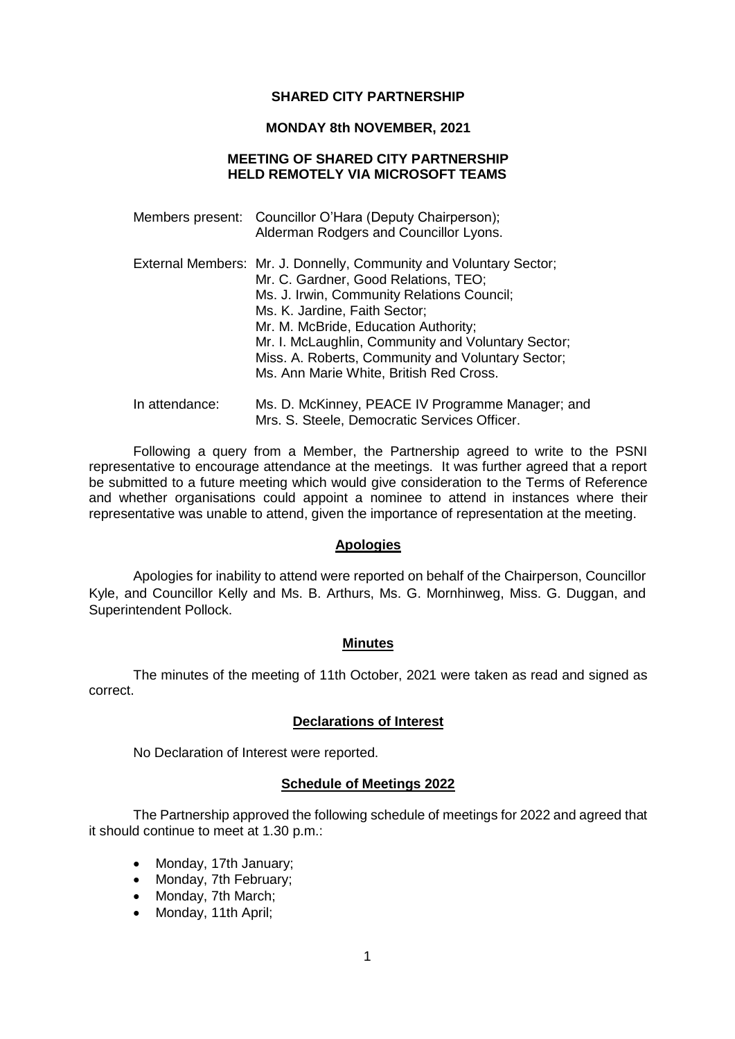# SHARED CITY PARTNERSHIP

**MONDAY 8th NOVEMBER, 2021**

**MEETING OF SHARED CITY PARTNERSHIP HELD REMOTELY VIA MICROSOFT TEAMS**

Members present: Councillor O'Hara (Deputy Chairperson); Alderman Rodgers and Councillor Lyons.

External Members: Mr. J. Donnelly, Community and Voluntary Sector;
Mr. C. Gardner, Good Relations, TEO;
Ms. J. Irwin, Community Relations Council;
Ms. K. Jardine, Faith Sector;
Mr. M. McBride, Education Authority;
Mr. I. McLaughlin, Community and Voluntary Sector;
Miss. A. Roberts, Community and Voluntary Sector;
Ms. Ann Marie White, British Red Cross.

In attendance: Ms. D. McKinney, PEACE IV Programme Manager; and
Mrs. S. Steele, Democratic Services Officer.

Following a query from a Member, the Partnership agreed to write to the PSNI representative to encourage attendance at the meetings. It was further agreed that a report be submitted to a future meeting which would give consideration to the Terms of Reference and whether organisations could appoint a nominee to attend in instances where their representative was unable to attend, given the importance of representation at the meeting.

## Apologies

Apologies for inability to attend were reported on behalf of the Chairperson, Councillor Kyle, and Councillor Kelly and Ms. B. Arthurs, Ms. G. Mornhinweg, Miss. G. Duggan, and Superintendent Pollock.

## Minutes

The minutes of the meeting of 11th October, 2021 were taken as read and signed as correct.

## Declarations of Interest

No Declaration of Interest were reported.

## Schedule of Meetings 2022

The Partnership approved the following schedule of meetings for 2022 and agreed that it should continue to meet at 1.30 p.m.:

- Monday, 17th January;
- Monday, 7th February;
- Monday, 7th March;
- Monday, 11th April;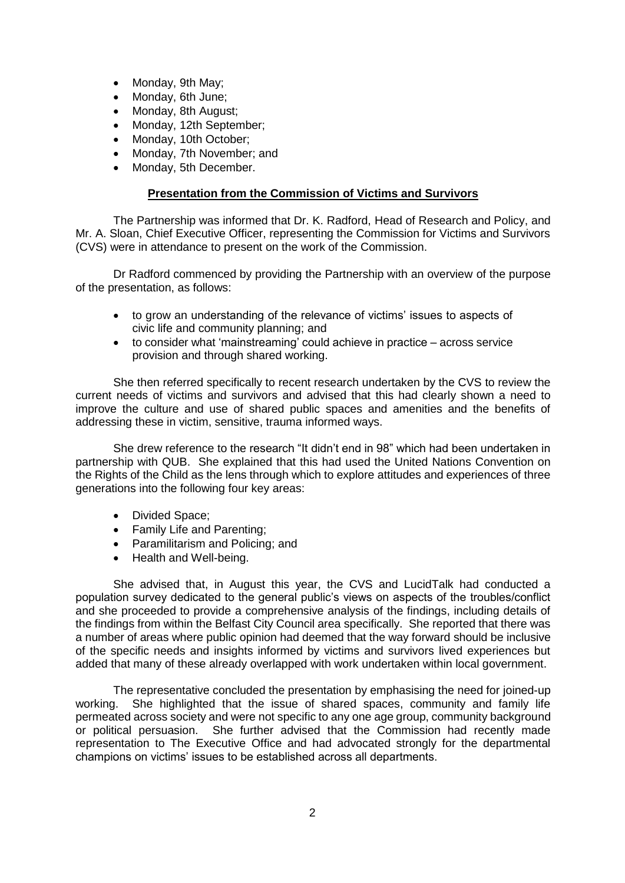- Monday, 9th May;
- Monday, 6th June;
- Monday, 8th August;
- Monday, 12th September;
- Monday, 10th October;
- Monday, 7th November; and
- Monday, 5th December.

## Presentation from the Commission of Victims and Survivors

The Partnership was informed that Dr. K. Radford, Head of Research and Policy, and Mr. A. Sloan, Chief Executive Officer, representing the Commission for Victims and Survivors (CVS) were in attendance to present on the work of the Commission.

Dr Radford commenced by providing the Partnership with an overview of the purpose of the presentation, as follows:

- to grow an understanding of the relevance of victims' issues to aspects of civic life and community planning; and
- to consider what 'mainstreaming' could achieve in practice – across service provision and through shared working.

She then referred specifically to recent research undertaken by the CVS to review the current needs of victims and survivors and advised that this had clearly shown a need to improve the culture and use of shared public spaces and amenities and the benefits of addressing these in victim, sensitive, trauma informed ways.

She drew reference to the research "It didn't end in 98" which had been undertaken in partnership with QUB. She explained that this had used the United Nations Convention on the Rights of the Child as the lens through which to explore attitudes and experiences of three generations into the following four key areas:

- Divided Space;
- Family Life and Parenting;
- Paramilitarism and Policing; and
- Health and Well-being.

She advised that, in August this year, the CVS and LucidTalk had conducted a population survey dedicated to the general public's views on aspects of the troubles/conflict and she proceeded to provide a comprehensive analysis of the findings, including details of the findings from within the Belfast City Council area specifically. She reported that there was a number of areas where public opinion had deemed that the way forward should be inclusive of the specific needs and insights informed by victims and survivors lived experiences but added that many of these already overlapped with work undertaken within local government.

The representative concluded the presentation by emphasising the need for joined-up working. She highlighted that the issue of shared spaces, community and family life permeated across society and were not specific to any one age group, community background or political persuasion. She further advised that the Commission had recently made representation to The Executive Office and had advocated strongly for the departmental champions on victims' issues to be established across all departments.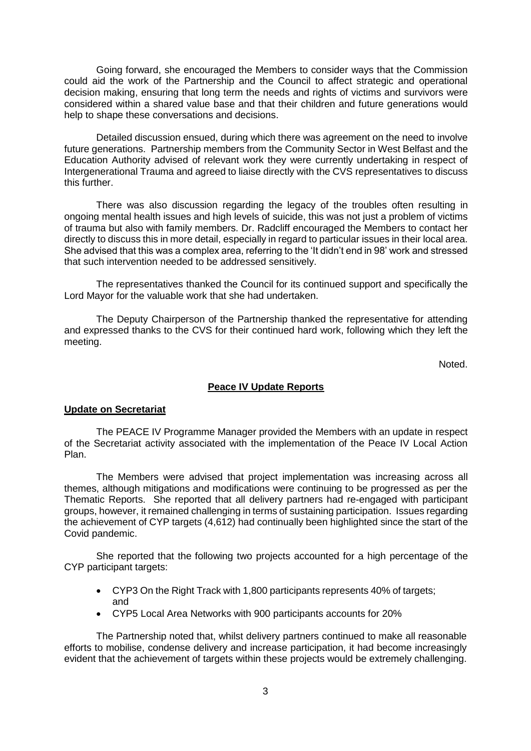Going forward, she encouraged the Members to consider ways that the Commission could aid the work of the Partnership and the Council to affect strategic and operational decision making, ensuring that long term the needs and rights of victims and survivors were considered within a shared value base and that their children and future generations would help to shape these conversations and decisions.

Detailed discussion ensued, during which there was agreement on the need to involve future generations. Partnership members from the Community Sector in West Belfast and the Education Authority advised of relevant work they were currently undertaking in respect of Intergenerational Trauma and agreed to liaise directly with the CVS representatives to discuss this further.

There was also discussion regarding the legacy of the troubles often resulting in ongoing mental health issues and high levels of suicide, this was not just a problem of victims of trauma but also with family members. Dr. Radcliff encouraged the Members to contact her directly to discuss this in more detail, especially in regard to particular issues in their local area. She advised that this was a complex area, referring to the 'It didn't end in 98' work and stressed that such intervention needed to be addressed sensitively.

The representatives thanked the Council for its continued support and specifically the Lord Mayor for the valuable work that she had undertaken.

The Deputy Chairperson of the Partnership thanked the representative for attending and expressed thanks to the CVS for their continued hard work, following which they left the meeting.

Noted.

## Peace IV Update Reports

### Update on Secretariat

The PEACE IV Programme Manager provided the Members with an update in respect of the Secretariat activity associated with the implementation of the Peace IV Local Action Plan.

The Members were advised that project implementation was increasing across all themes, although mitigations and modifications were continuing to be progressed as per the Thematic Reports. She reported that all delivery partners had re-engaged with participant groups, however, it remained challenging in terms of sustaining participation. Issues regarding the achievement of CYP targets (4,612) had continually been highlighted since the start of the Covid pandemic.

She reported that the following two projects accounted for a high percentage of the CYP participant targets:

- CYP3 On the Right Track with 1,800 participants represents 40% of targets; and
- CYP5 Local Area Networks with 900 participants accounts for 20%

The Partnership noted that, whilst delivery partners continued to make all reasonable efforts to mobilise, condense delivery and increase participation, it had become increasingly evident that the achievement of targets within these projects would be extremely challenging.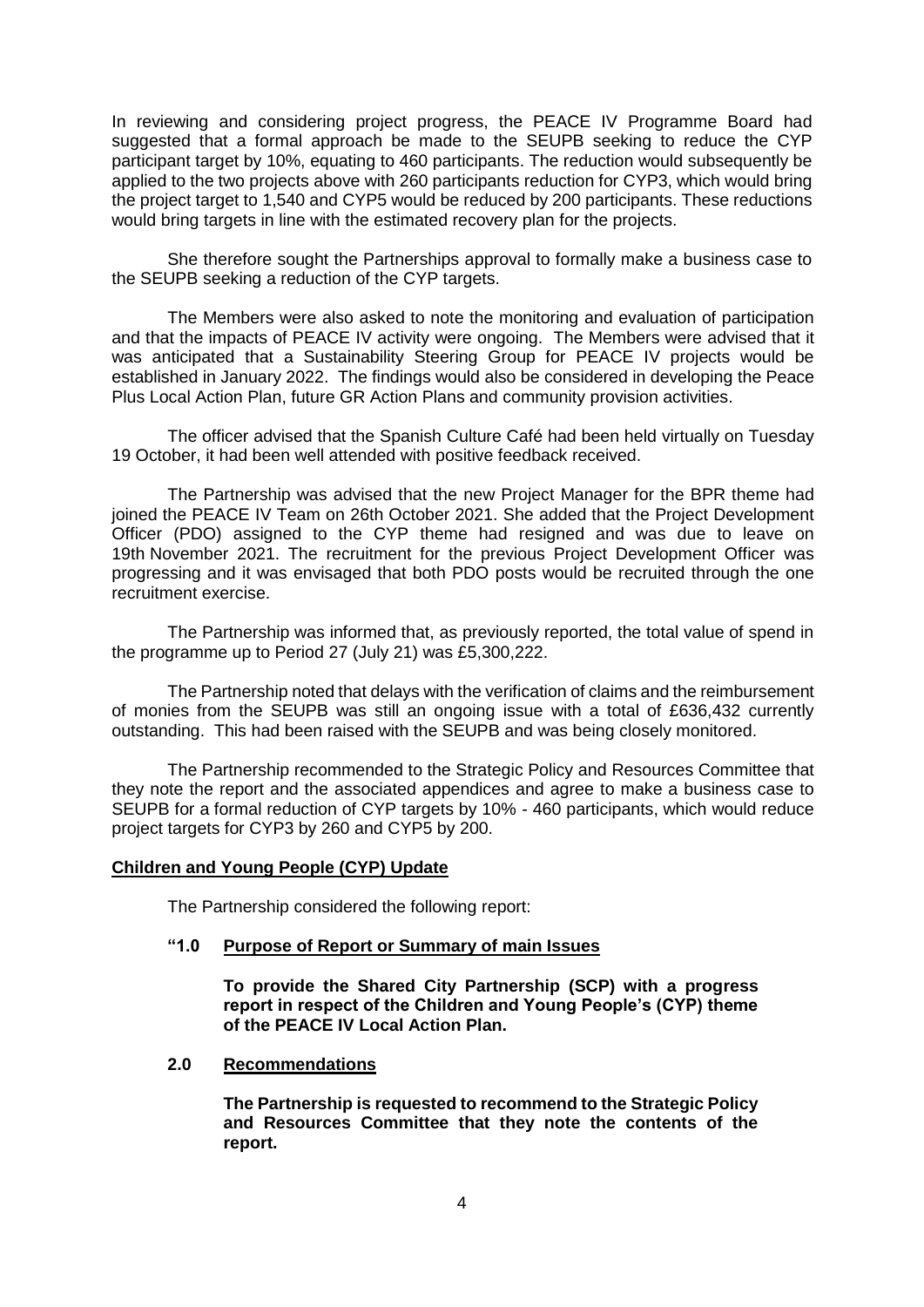In reviewing and considering project progress, the PEACE IV Programme Board had suggested that a formal approach be made to the SEUPB seeking to reduce the CYP participant target by 10%, equating to 460 participants. The reduction would subsequently be applied to the two projects above with 260 participants reduction for CYP3, which would bring the project target to 1,540 and CYP5 would be reduced by 200 participants. These reductions would bring targets in line with the estimated recovery plan for the projects.

She therefore sought the Partnerships approval to formally make a business case to the SEUPB seeking a reduction of the CYP targets.

The Members were also asked to note the monitoring and evaluation of participation and that the impacts of PEACE IV activity were ongoing. The Members were advised that it was anticipated that a Sustainability Steering Group for PEACE IV projects would be established in January 2022. The findings would also be considered in developing the Peace Plus Local Action Plan, future GR Action Plans and community provision activities.

The officer advised that the Spanish Culture Café had been held virtually on Tuesday 19 October, it had been well attended with positive feedback received.

The Partnership was advised that the new Project Manager for the BPR theme had joined the PEACE IV Team on 26th October 2021. She added that the Project Development Officer (PDO) assigned to the CYP theme had resigned and was due to leave on 19th November 2021. The recruitment for the previous Project Development Officer was progressing and it was envisaged that both PDO posts would be recruited through the one recruitment exercise.

The Partnership was informed that, as previously reported, the total value of spend in the programme up to Period 27 (July 21) was £5,300,222.

The Partnership noted that delays with the verification of claims and the reimbursement of monies from the SEUPB was still an ongoing issue with a total of £636,432 currently outstanding. This had been raised with the SEUPB and was being closely monitored.

The Partnership recommended to the Strategic Policy and Resources Committee that they note the report and the associated appendices and agree to make a business case to SEUPB for a formal reduction of CYP targets by 10% - 460 participants, which would reduce project targets for CYP3 by 260 and CYP5 by 200.

**Children and Young People (CYP) Update**

The Partnership considered the following report:

**"1.0 Purpose of Report or Summary of main Issues**

**To provide the Shared City Partnership (SCP) with a progress report in respect of the Children and Young People's (CYP) theme of the PEACE IV Local Action Plan.**

**2.0 Recommendations**

**The Partnership is requested to recommend to the Strategic Policy and Resources Committee that they note the contents of the report.**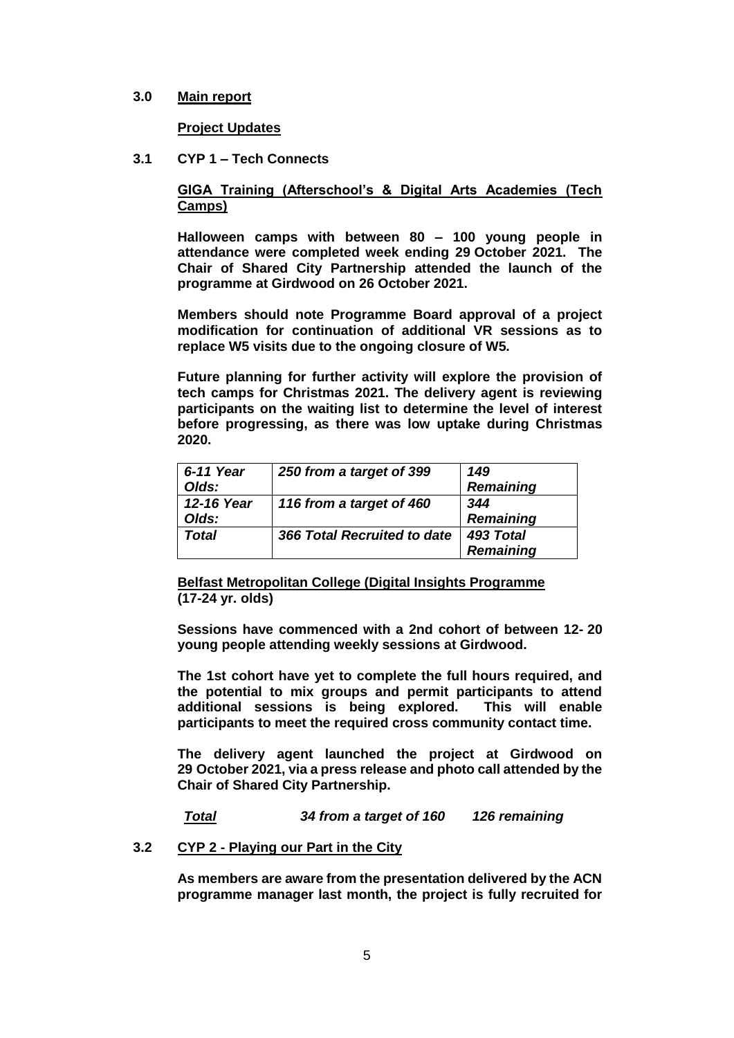**3.0 Main report**

**Project Updates**

**3.1 CYP 1 – Tech Connects**

**GIGA Training (Afterschool's & Digital Arts Academies (Tech Camps)**

**Halloween camps with between 80 – 100 young people in attendance were completed week ending 29 October 2021. The Chair of Shared City Partnership attended the launch of the programme at Girdwood on 26 October 2021.**

**Members should note Programme Board approval of a project modification for continuation of additional VR sessions as to replace W5 visits due to the ongoing closure of W5.**

**Future planning for further activity will explore the provision of tech camps for Christmas 2021. The delivery agent is reviewing participants on the waiting list to determine the level of interest before progressing, as there was low uptake during Christmas 2020.**

| ***6-11 Year Olds:*** | ***250 from a target of 399*** | ***149 Remaining*** |
|---|---|---|
| ***12-16 Year Olds:*** | ***116 from a target of 460*** | ***344 Remaining*** |
| ***Total*** | ***366 Total Recruited to date*** | ***493 Total Remaining*** |

**Belfast Metropolitan College (Digital Insights Programme (17-24 yr. olds)**

**Sessions have commenced with a 2nd cohort of between 12- 20 young people attending weekly sessions at Girdwood.**

**The 1st cohort have yet to complete the full hours required, and the potential to mix groups and permit participants to attend additional sessions is being explored. This will enable participants to meet the required cross community contact time.**

**The delivery agent launched the project at Girdwood on 29 October 2021, via a press release and photo call attended by the Chair of Shared City Partnership.**

***Total*** ***34 from a target of 160*** ***126 remaining***

**3.2 CYP 2 - Playing our Part in the City**

**As members are aware from the presentation delivered by the ACN programme manager last month, the project is fully recruited for**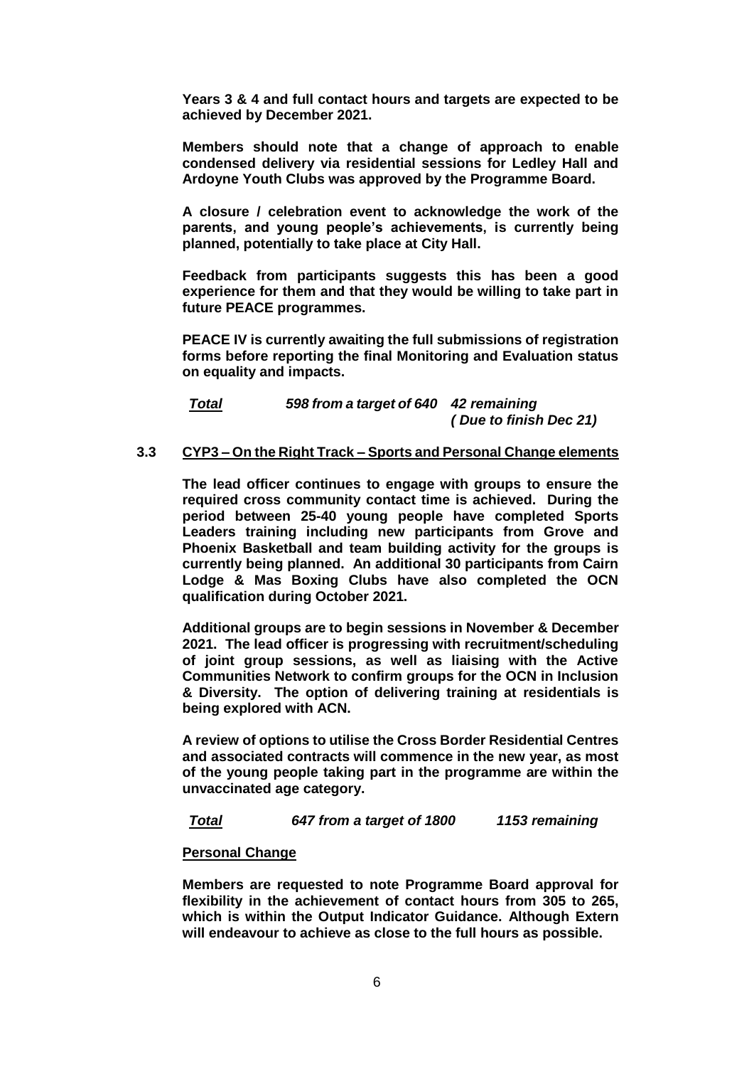**Years 3 & 4 and full contact hours and targets are expected to be achieved by December 2021.**

**Members should note that a change of approach to enable condensed delivery via residential sessions for Ledley Hall and Ardoyne Youth Clubs was approved by the Programme Board.**

**A closure / celebration event to acknowledge the work of the parents, and young people's achievements, is currently being planned, potentially to take place at City Hall.**

**Feedback from participants suggests this has been a good experience for them and that they would be willing to take part in future PEACE programmes.**

**PEACE IV is currently awaiting the full submissions of registration forms before reporting the final Monitoring and Evaluation status on equality and impacts.**

***Total*** ***598 from a target of 640 42 remaining (Due to finish Dec 21)***

**3.3 CYP3 – On the Right Track – Sports and Personal Change elements**

**The lead officer continues to engage with groups to ensure the required cross community contact time is achieved. During the period between 25-40 young people have completed Sports Leaders training including new participants from Grove and Phoenix Basketball and team building activity for the groups is currently being planned. An additional 30 participants from Cairn Lodge & Mas Boxing Clubs have also completed the OCN qualification during October 2021.**

**Additional groups are to begin sessions in November & December 2021. The lead officer is progressing with recruitment/scheduling of joint group sessions, as well as liaising with the Active Communities Network to confirm groups for the OCN in Inclusion & Diversity. The option of delivering training at residentials is being explored with ACN.**

**A review of options to utilise the Cross Border Residential Centres and associated contracts will commence in the new year, as most of the young people taking part in the programme are within the unvaccinated age category.**

***Total*** ***647 from a target of 1800 1153 remaining***

**Personal Change**

**Members are requested to note Programme Board approval for flexibility in the achievement of contact hours from 305 to 265, which is within the Output Indicator Guidance. Although Extern will endeavour to achieve as close to the full hours as possible.**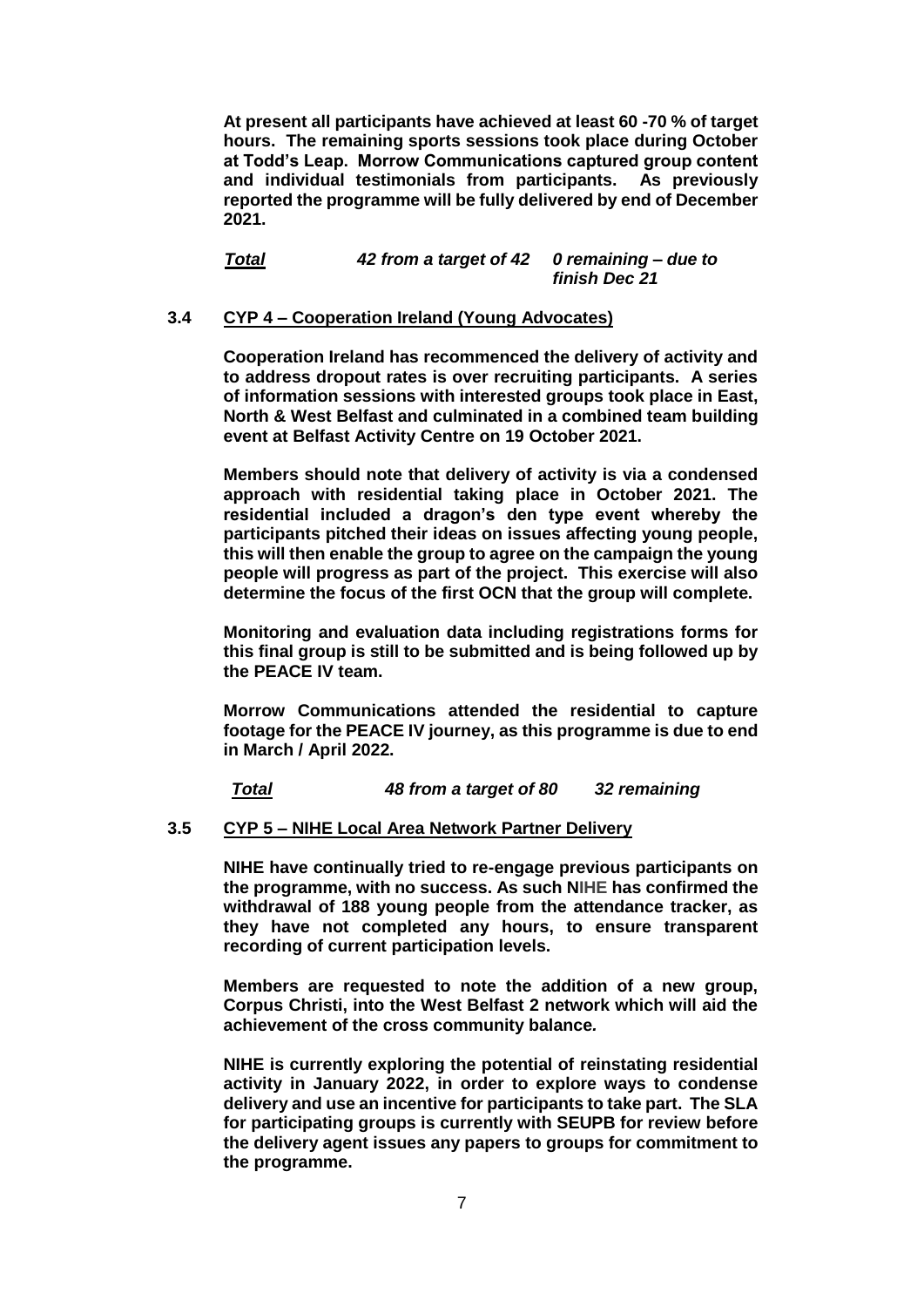**At present all participants have achieved at least 60 -70 % of target hours. The remaining sports sessions took place during October at Todd's Leap. Morrow Communications captured group content and individual testimonials from participants. As previously reported the programme will be fully delivered by end of December 2021.**

***Total*** ***42 from a target of 42*** ***0 remaining – due to finish Dec 21***

**3.4 CYP 4 – Cooperation Ireland (Young Advocates)**

**Cooperation Ireland has recommenced the delivery of activity and to address dropout rates is over recruiting participants. A series of information sessions with interested groups took place in East, North & West Belfast and culminated in a combined team building event at Belfast Activity Centre on 19 October 2021.**

**Members should note that delivery of activity is via a condensed approach with residential taking place in October 2021. The residential included a dragon's den type event whereby the participants pitched their ideas on issues affecting young people, this will then enable the group to agree on the campaign the young people will progress as part of the project. This exercise will also determine the focus of the first OCN that the group will complete.**

**Monitoring and evaluation data including registrations forms for this final group is still to be submitted and is being followed up by the PEACE IV team.**

**Morrow Communications attended the residential to capture footage for the PEACE IV journey, as this programme is due to end in March / April 2022.**

***Total*** ***48 from a target of 80*** ***32 remaining***

**3.5 CYP 5 – NIHE Local Area Network Partner Delivery**

**NIHE have continually tried to re-engage previous participants on the programme, with no success. As such NIHE has confirmed the withdrawal of 188 young people from the attendance tracker, as they have not completed any hours, to ensure transparent recording of current participation levels.**

**Members are requested to note the addition of a new group, Corpus Christi, into the West Belfast 2 network which will aid the achievement of the cross community balance.**

**NIHE is currently exploring the potential of reinstating residential activity in January 2022, in order to explore ways to condense delivery and use an incentive for participants to take part. The SLA for participating groups is currently with SEUPB for review before the delivery agent issues any papers to groups for commitment to the programme.**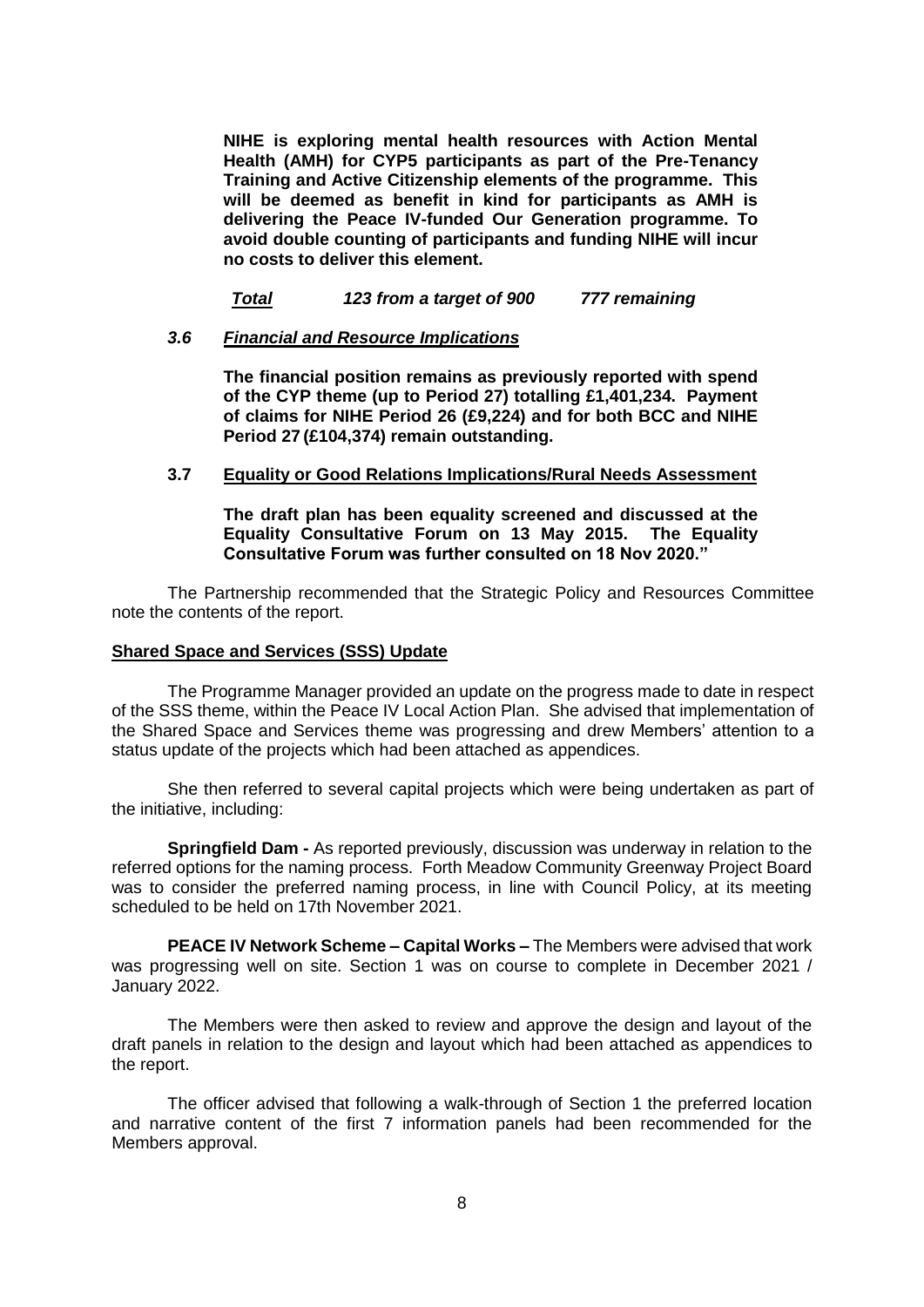**NIHE is exploring mental health resources with Action Mental Health (AMH) for CYP5 participants as part of the Pre-Tenancy Training and Active Citizenship elements of the programme. This will be deemed as benefit in kind for participants as AMH is delivering the Peace IV-funded Our Generation programme. To avoid double counting of participants and funding NIHE will incur no costs to deliver this element.**

***Total*** ***123 from a target of 900*** ***777 remaining***

***3.6 Financial and Resource Implications***

**The financial position remains as previously reported with spend of the CYP theme (up to Period 27) totalling £1,401,234. Payment of claims for NIHE Period 26 (£9,224) and for both BCC and NIHE Period 27 (£104,374) remain outstanding.**

**3.7 Equality or Good Relations Implications/Rural Needs Assessment**

**The draft plan has been equality screened and discussed at the Equality Consultative Forum on 13 May 2015. The Equality Consultative Forum was further consulted on 18 Nov 2020."**

The Partnership recommended that the Strategic Policy and Resources Committee note the contents of the report.

**Shared Space and Services (SSS) Update**

The Programme Manager provided an update on the progress made to date in respect of the SSS theme, within the Peace IV Local Action Plan. She advised that implementation of the Shared Space and Services theme was progressing and drew Members' attention to a status update of the projects which had been attached as appendices.

She then referred to several capital projects which were being undertaken as part of the initiative, including:

**Springfield Dam -** As reported previously, discussion was underway in relation to the referred options for the naming process. Forth Meadow Community Greenway Project Board was to consider the preferred naming process, in line with Council Policy, at its meeting scheduled to be held on 17th November 2021.

**PEACE IV Network Scheme – Capital Works –** The Members were advised that work was progressing well on site. Section 1 was on course to complete in December 2021 / January 2022.

The Members were then asked to review and approve the design and layout of the draft panels in relation to the design and layout which had been attached as appendices to the report.

The officer advised that following a walk-through of Section 1 the preferred location and narrative content of the first 7 information panels had been recommended for the Members approval.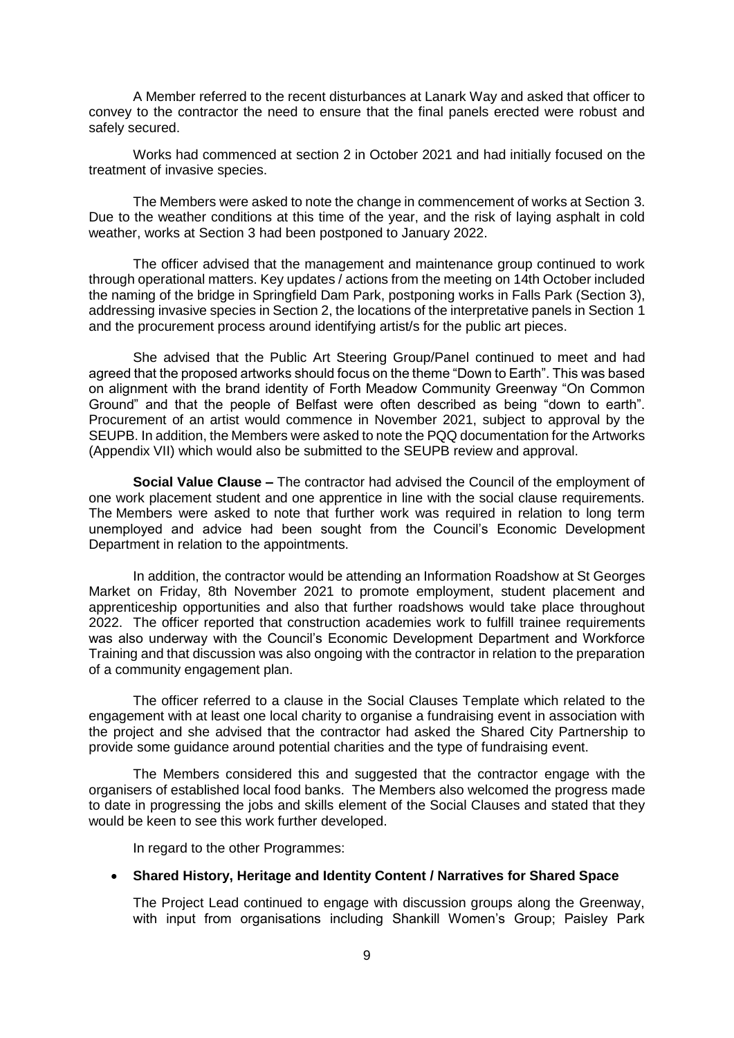A Member referred to the recent disturbances at Lanark Way and asked that officer to convey to the contractor the need to ensure that the final panels erected were robust and safely secured.

Works had commenced at section 2 in October 2021 and had initially focused on the treatment of invasive species.

The Members were asked to note the change in commencement of works at Section 3. Due to the weather conditions at this time of the year, and the risk of laying asphalt in cold weather, works at Section 3 had been postponed to January 2022.

The officer advised that the management and maintenance group continued to work through operational matters. Key updates / actions from the meeting on 14th October included the naming of the bridge in Springfield Dam Park, postponing works in Falls Park (Section 3), addressing invasive species in Section 2, the locations of the interpretative panels in Section 1 and the procurement process around identifying artist/s for the public art pieces.

She advised that the Public Art Steering Group/Panel continued to meet and had agreed that the proposed artworks should focus on the theme "Down to Earth". This was based on alignment with the brand identity of Forth Meadow Community Greenway "On Common Ground" and that the people of Belfast were often described as being "down to earth". Procurement of an artist would commence in November 2021, subject to approval by the SEUPB. In addition, the Members were asked to note the PQQ documentation for the Artworks (Appendix VII) which would also be submitted to the SEUPB review and approval.

**Social Value Clause –** The contractor had advised the Council of the employment of one work placement student and one apprentice in line with the social clause requirements. The Members were asked to note that further work was required in relation to long term unemployed and advice had been sought from the Council's Economic Development Department in relation to the appointments.

In addition, the contractor would be attending an Information Roadshow at St Georges Market on Friday, 8th November 2021 to promote employment, student placement and apprenticeship opportunities and also that further roadshows would take place throughout 2022. The officer reported that construction academies work to fulfill trainee requirements was also underway with the Council's Economic Development Department and Workforce Training and that discussion was also ongoing with the contractor in relation to the preparation of a community engagement plan.

The officer referred to a clause in the Social Clauses Template which related to the engagement with at least one local charity to organise a fundraising event in association with the project and she advised that the contractor had asked the Shared City Partnership to provide some guidance around potential charities and the type of fundraising event.

The Members considered this and suggested that the contractor engage with the organisers of established local food banks. The Members also welcomed the progress made to date in progressing the jobs and skills element of the Social Clauses and stated that they would be keen to see this work further developed.

In regard to the other Programmes:

- **Shared History, Heritage and Identity Content / Narratives for Shared Space**

  The Project Lead continued to engage with discussion groups along the Greenway, with input from organisations including Shankill Women's Group; Paisley Park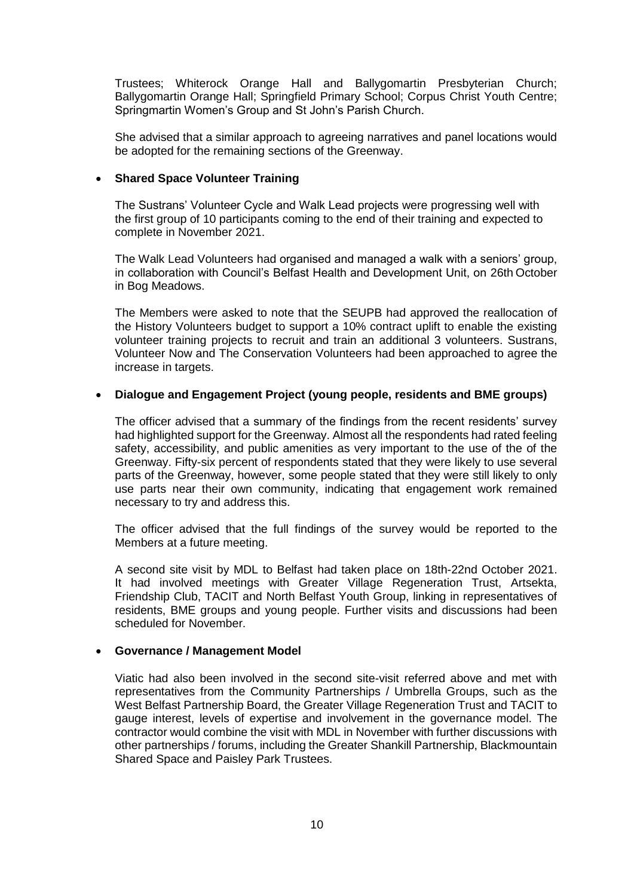Trustees; Whiterock Orange Hall and Ballygomartin Presbyterian Church; Ballygomartin Orange Hall; Springfield Primary School; Corpus Christ Youth Centre; Springmartin Women's Group and St John's Parish Church.

She advised that a similar approach to agreeing narratives and panel locations would be adopted for the remaining sections of the Greenway.

- **Shared Space Volunteer Training**

  The Sustrans' Volunteer Cycle and Walk Lead projects were progressing well with the first group of 10 participants coming to the end of their training and expected to complete in November 2021.

  The Walk Lead Volunteers had organised and managed a walk with a seniors' group, in collaboration with Council's Belfast Health and Development Unit, on 26th October in Bog Meadows.

  The Members were asked to note that the SEUPB had approved the reallocation of the History Volunteers budget to support a 10% contract uplift to enable the existing volunteer training projects to recruit and train an additional 3 volunteers. Sustrans, Volunteer Now and The Conservation Volunteers had been approached to agree the increase in targets.

- **Dialogue and Engagement Project (young people, residents and BME groups)**

  The officer advised that a summary of the findings from the recent residents' survey had highlighted support for the Greenway. Almost all the respondents had rated feeling safety, accessibility, and public amenities as very important to the use of the of the Greenway. Fifty-six percent of respondents stated that they were likely to use several parts of the Greenway, however, some people stated that they were still likely to only use parts near their own community, indicating that engagement work remained necessary to try and address this.

  The officer advised that the full findings of the survey would be reported to the Members at a future meeting.

  A second site visit by MDL to Belfast had taken place on 18th-22nd October 2021. It had involved meetings with Greater Village Regeneration Trust, Artsekta, Friendship Club, TACIT and North Belfast Youth Group, linking in representatives of residents, BME groups and young people. Further visits and discussions had been scheduled for November.

- **Governance / Management Model**

  Viatic had also been involved in the second site-visit referred above and met with representatives from the Community Partnerships / Umbrella Groups, such as the West Belfast Partnership Board, the Greater Village Regeneration Trust and TACIT to gauge interest, levels of expertise and involvement in the governance model. The contractor would combine the visit with MDL in November with further discussions with other partnerships / forums, including the Greater Shankill Partnership, Blackmountain Shared Space and Paisley Park Trustees.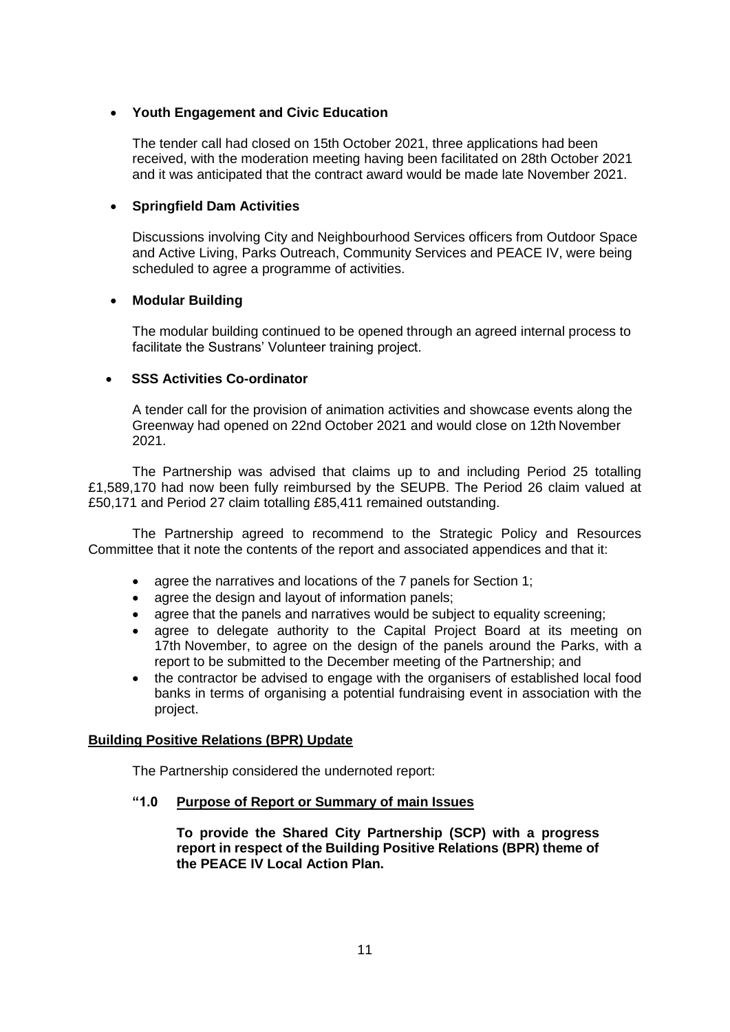- **Youth Engagement and Civic Education**

  The tender call had closed on 15th October 2021, three applications had been received, with the moderation meeting having been facilitated on 28th October 2021 and it was anticipated that the contract award would be made late November 2021.

- **Springfield Dam Activities**

  Discussions involving City and Neighbourhood Services officers from Outdoor Space and Active Living, Parks Outreach, Community Services and PEACE IV, were being scheduled to agree a programme of activities.

- **Modular Building**

  The modular building continued to be opened through an agreed internal process to facilitate the Sustrans' Volunteer training project.

- **SSS Activities Co-ordinator**

  A tender call for the provision of animation activities and showcase events along the Greenway had opened on 22nd October 2021 and would close on 12th November 2021.

The Partnership was advised that claims up to and including Period 25 totalling £1,589,170 had now been fully reimbursed by the SEUPB. The Period 26 claim valued at £50,171 and Period 27 claim totalling £85,411 remained outstanding.

The Partnership agreed to recommend to the Strategic Policy and Resources Committee that it note the contents of the report and associated appendices and that it:

- agree the narratives and locations of the 7 panels for Section 1;
- agree the design and layout of information panels;
- agree that the panels and narratives would be subject to equality screening;
- agree to delegate authority to the Capital Project Board at its meeting on 17th November, to agree on the design of the panels around the Parks, with a report to be submitted to the December meeting of the Partnership; and
- the contractor be advised to engage with the organisers of established local food banks in terms of organising a potential fundraising event in association with the project.

**Building Positive Relations (BPR) Update**

The Partnership considered the undernoted report:

**"1.0 Purpose of Report or Summary of main Issues**

**To provide the Shared City Partnership (SCP) with a progress report in respect of the Building Positive Relations (BPR) theme of the PEACE IV Local Action Plan.**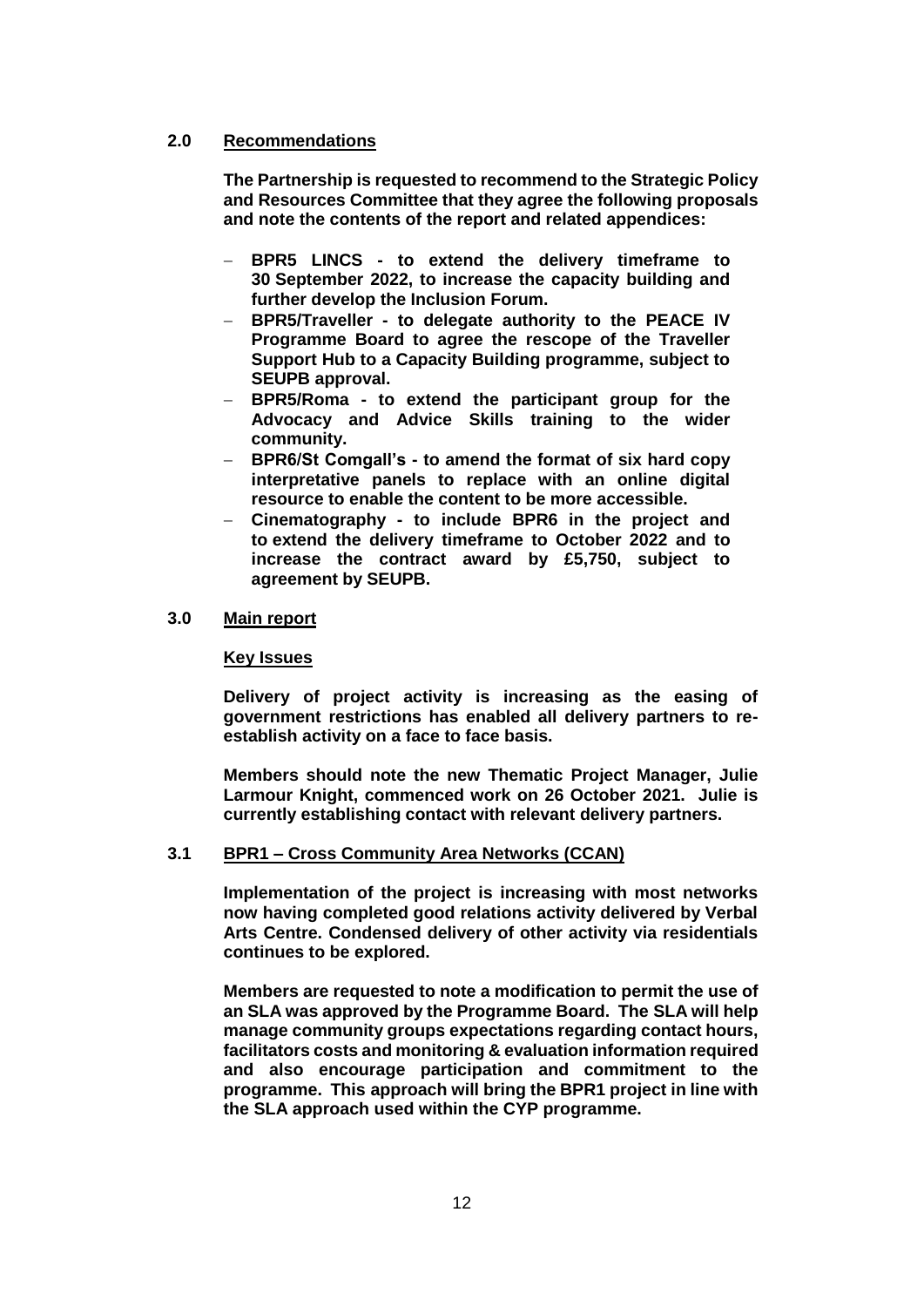## 2.0 Recommendations

**The Partnership is requested to recommend to the Strategic Policy and Resources Committee that they agree the following proposals and note the contents of the report and related appendices:**

- **BPR5 LINCS - to extend the delivery timeframe to 30 September 2022, to increase the capacity building and further develop the Inclusion Forum.**
- **BPR5/Traveller - to delegate authority to the PEACE IV Programme Board to agree the rescope of the Traveller Support Hub to a Capacity Building programme, subject to SEUPB approval.**
- **BPR5/Roma - to extend the participant group for the Advocacy and Advice Skills training to the wider community.**
- **BPR6/St Comgall's - to amend the format of six hard copy interpretative panels to replace with an online digital resource to enable the content to be more accessible.**
- **Cinematography - to include BPR6 in the project and to extend the delivery timeframe to October 2022 and to increase the contract award by £5,750, subject to agreement by SEUPB.**

## 3.0 Main report

### Key Issues

**Delivery of project activity is increasing as the easing of government restrictions has enabled all delivery partners to re-establish activity on a face to face basis.**

**Members should note the new Thematic Project Manager, Julie Larmour Knight, commenced work on 26 October 2021. Julie is currently establishing contact with relevant delivery partners.**

### 3.1 BPR1 – Cross Community Area Networks (CCAN)

**Implementation of the project is increasing with most networks now having completed good relations activity delivered by Verbal Arts Centre. Condensed delivery of other activity via residentials continues to be explored.**

**Members are requested to note a modification to permit the use of an SLA was approved by the Programme Board. The SLA will help manage community groups expectations regarding contact hours, facilitators costs and monitoring & evaluation information required and also encourage participation and commitment to the programme. This approach will bring the BPR1 project in line with the SLA approach used within the CYP programme.**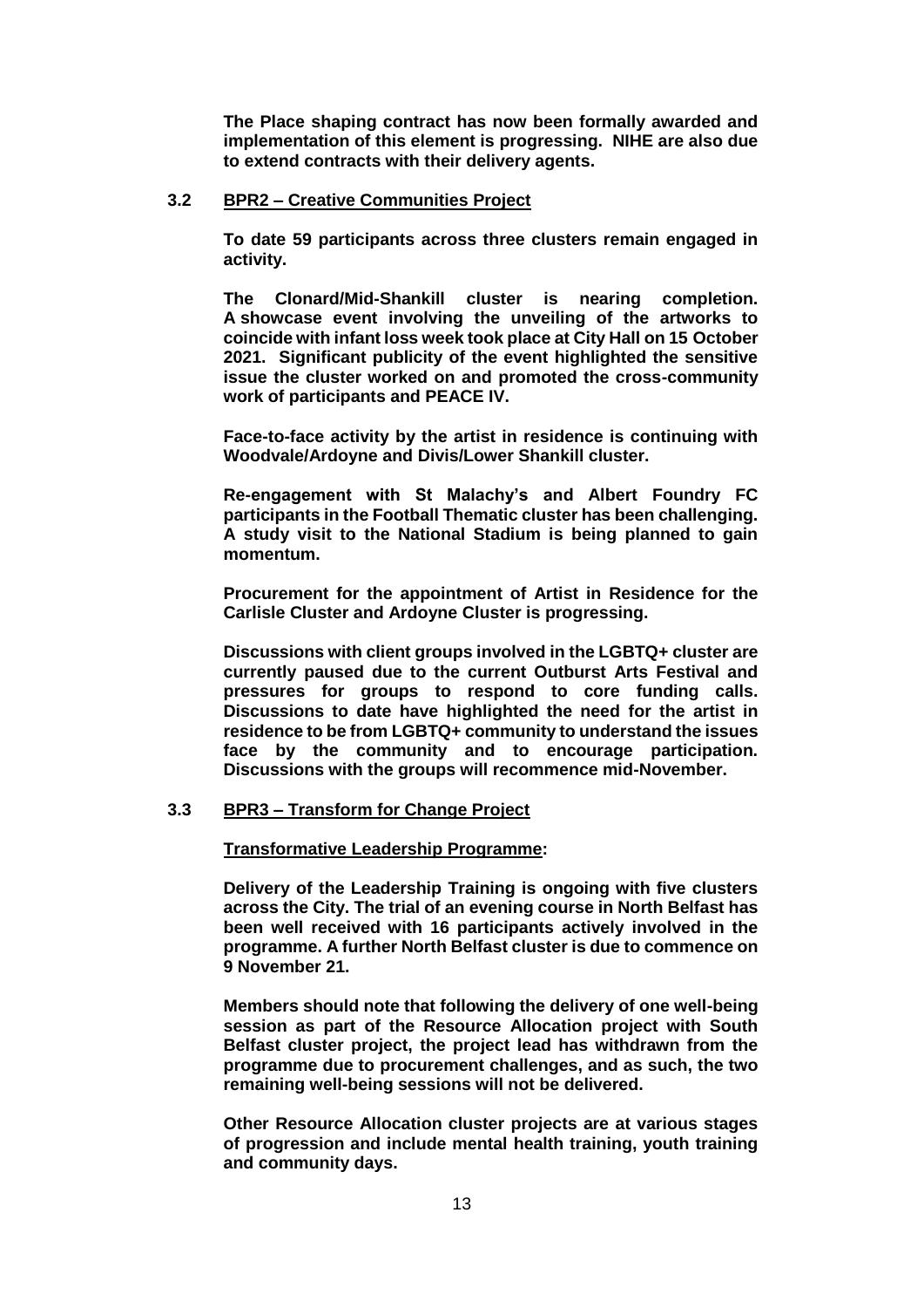**The Place shaping contract has now been formally awarded and implementation of this element is progressing. NIHE are also due to extend contracts with their delivery agents.**

**3.2 <u>BPR2 – Creative Communities Project</u>**

**To date 59 participants across three clusters remain engaged in activity.**

**The Clonard/Mid-Shankill cluster is nearing completion. A showcase event involving the unveiling of the artworks to coincide with infant loss week took place at City Hall on 15 October 2021. Significant publicity of the event highlighted the sensitive issue the cluster worked on and promoted the cross-community work of participants and PEACE IV.**

**Face-to-face activity by the artist in residence is continuing with Woodvale/Ardoyne and Divis/Lower Shankill cluster.**

**Re-engagement with St Malachy's and Albert Foundry FC participants in the Football Thematic cluster has been challenging. A study visit to the National Stadium is being planned to gain momentum.**

**Procurement for the appointment of Artist in Residence for the Carlisle Cluster and Ardoyne Cluster is progressing.**

**Discussions with client groups involved in the LGBTQ+ cluster are currently paused due to the current Outburst Arts Festival and pressures for groups to respond to core funding calls. Discussions to date have highlighted the need for the artist in residence to be from LGBTQ+ community to understand the issues face by the community and to encourage participation. Discussions with the groups will recommence mid-November.**

**3.3 <u>BPR3 – Transform for Change Project</u>**

**<u>Transformative Leadership Programme</u>:**

**Delivery of the Leadership Training is ongoing with five clusters across the City. The trial of an evening course in North Belfast has been well received with 16 participants actively involved in the programme. A further North Belfast cluster is due to commence on 9 November 21.**

**Members should note that following the delivery of one well-being session as part of the Resource Allocation project with South Belfast cluster project, the project lead has withdrawn from the programme due to procurement challenges, and as such, the two remaining well-being sessions will not be delivered.**

**Other Resource Allocation cluster projects are at various stages of progression and include mental health training, youth training and community days.**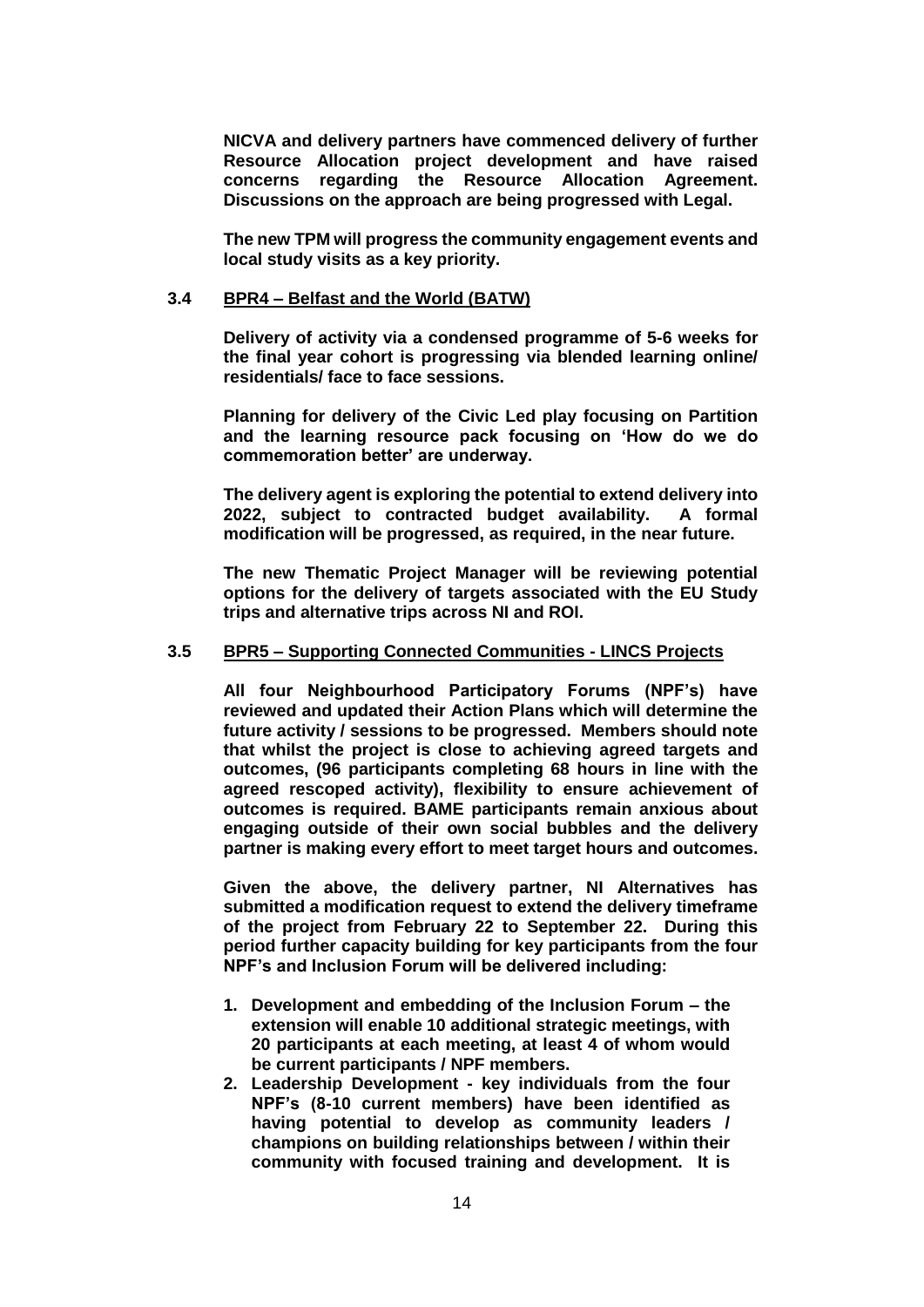**NICVA and delivery partners have commenced delivery of further Resource Allocation project development and have raised concerns regarding the Resource Allocation Agreement. Discussions on the approach are being progressed with Legal.**

**The new TPM will progress the community engagement events and local study visits as a key priority.**

### 3.4 BPR4 – Belfast and the World (BATW)

**Delivery of activity via a condensed programme of 5-6 weeks for the final year cohort is progressing via blended learning online/ residentials/ face to face sessions.**

**Planning for delivery of the Civic Led play focusing on Partition and the learning resource pack focusing on 'How do we do commemoration better' are underway.**

**The delivery agent is exploring the potential to extend delivery into 2022, subject to contracted budget availability. A formal modification will be progressed, as required, in the near future.**

**The new Thematic Project Manager will be reviewing potential options for the delivery of targets associated with the EU Study trips and alternative trips across NI and ROI.**

### 3.5 BPR5 – Supporting Connected Communities - LINCS Projects

**All four Neighbourhood Participatory Forums (NPF's) have reviewed and updated their Action Plans which will determine the future activity / sessions to be progressed. Members should note that whilst the project is close to achieving agreed targets and outcomes, (96 participants completing 68 hours in line with the agreed rescoped activity), flexibility to ensure achievement of outcomes is required. BAME participants remain anxious about engaging outside of their own social bubbles and the delivery partner is making every effort to meet target hours and outcomes.**

**Given the above, the delivery partner, NI Alternatives has submitted a modification request to extend the delivery timeframe of the project from February 22 to September 22. During this period further capacity building for key participants from the four NPF's and Inclusion Forum will be delivered including:**

1. **Development and embedding of the Inclusion Forum – the extension will enable 10 additional strategic meetings, with 20 participants at each meeting, at least 4 of whom would be current participants / NPF members.**
2. **Leadership Development - key individuals from the four NPF's (8-10 current members) have been identified as having potential to develop as community leaders / champions on building relationships between / within their community with focused training and development. It is**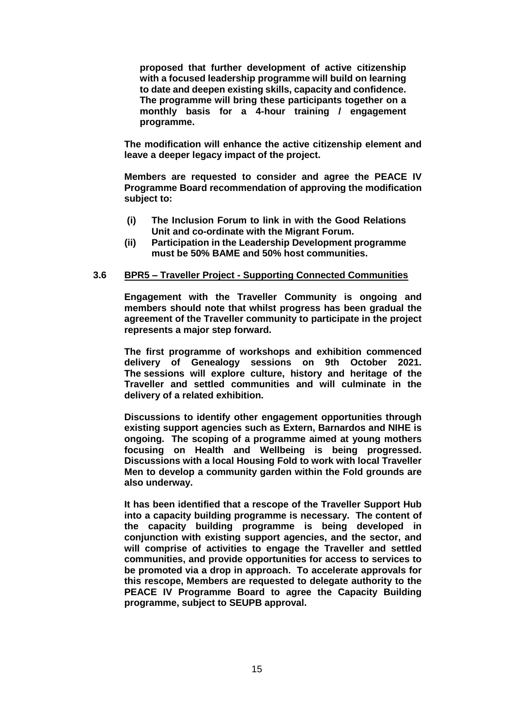**proposed that further development of active citizenship with a focused leadership programme will build on learning to date and deepen existing skills, capacity and confidence. The programme will bring these participants together on a monthly basis for a 4-hour training / engagement programme.**

**The modification will enhance the active citizenship element and leave a deeper legacy impact of the project.**

**Members are requested to consider and agree the PEACE IV Programme Board recommendation of approving the modification subject to:**

- **(i) The Inclusion Forum to link in with the Good Relations Unit and co-ordinate with the Migrant Forum.**
- **(ii) Participation in the Leadership Development programme must be 50% BAME and 50% host communities.**

### 3.6 BPR5 – Traveller Project - Supporting Connected Communities

**Engagement with the Traveller Community is ongoing and members should note that whilst progress has been gradual the agreement of the Traveller community to participate in the project represents a major step forward.**

**The first programme of workshops and exhibition commenced delivery of Genealogy sessions on 9th October 2021. The sessions will explore culture, history and heritage of the Traveller and settled communities and will culminate in the delivery of a related exhibition.**

**Discussions to identify other engagement opportunities through existing support agencies such as Extern, Barnardos and NIHE is ongoing. The scoping of a programme aimed at young mothers focusing on Health and Wellbeing is being progressed. Discussions with a local Housing Fold to work with local Traveller Men to develop a community garden within the Fold grounds are also underway.**

**It has been identified that a rescope of the Traveller Support Hub into a capacity building programme is necessary. The content of the capacity building programme is being developed in conjunction with existing support agencies, and the sector, and will comprise of activities to engage the Traveller and settled communities, and provide opportunities for access to services to be promoted via a drop in approach. To accelerate approvals for this rescope, Members are requested to delegate authority to the PEACE IV Programme Board to agree the Capacity Building programme, subject to SEUPB approval.**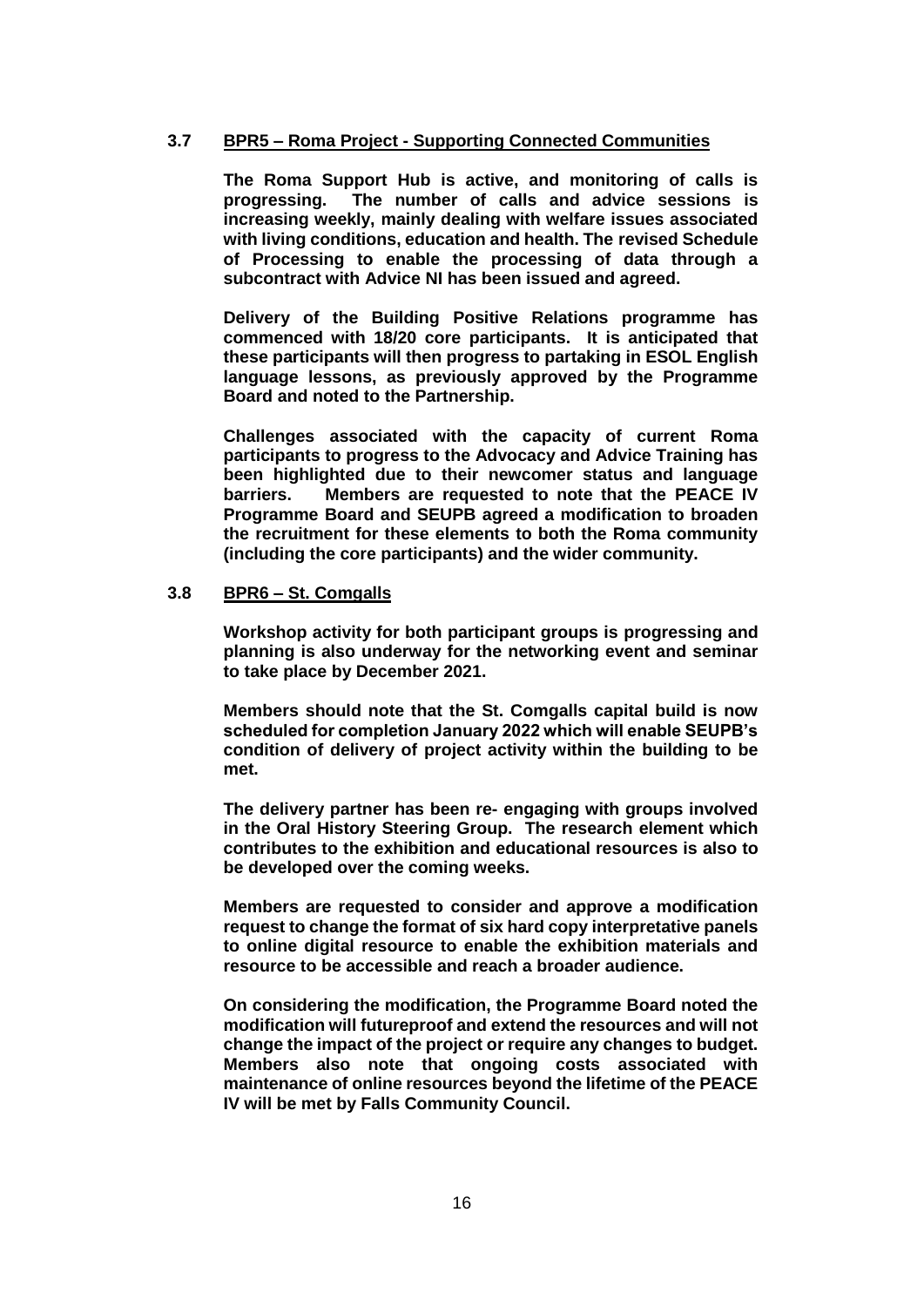### 3.7 BPR5 – Roma Project - Supporting Connected Communities

**The Roma Support Hub is active, and monitoring of calls is progressing. The number of calls and advice sessions is increasing weekly, mainly dealing with welfare issues associated with living conditions, education and health. The revised Schedule of Processing to enable the processing of data through a subcontract with Advice NI has been issued and agreed.**

**Delivery of the Building Positive Relations programme has commenced with 18/20 core participants. It is anticipated that these participants will then progress to partaking in ESOL English language lessons, as previously approved by the Programme Board and noted to the Partnership.**

**Challenges associated with the capacity of current Roma participants to progress to the Advocacy and Advice Training has been highlighted due to their newcomer status and language barriers. Members are requested to note that the PEACE IV Programme Board and SEUPB agreed a modification to broaden the recruitment for these elements to both the Roma community (including the core participants) and the wider community.**

### 3.8 BPR6 – St. Comgalls

**Workshop activity for both participant groups is progressing and planning is also underway for the networking event and seminar to take place by December 2021.**

**Members should note that the St. Comgalls capital build is now scheduled for completion January 2022 which will enable SEUPB's condition of delivery of project activity within the building to be met.**

**The delivery partner has been re- engaging with groups involved in the Oral History Steering Group. The research element which contributes to the exhibition and educational resources is also to be developed over the coming weeks.**

**Members are requested to consider and approve a modification request to change the format of six hard copy interpretative panels to online digital resource to enable the exhibition materials and resource to be accessible and reach a broader audience.**

**On considering the modification, the Programme Board noted the modification will futureproof and extend the resources and will not change the impact of the project or require any changes to budget. Members also note that ongoing costs associated with maintenance of online resources beyond the lifetime of the PEACE IV will be met by Falls Community Council.**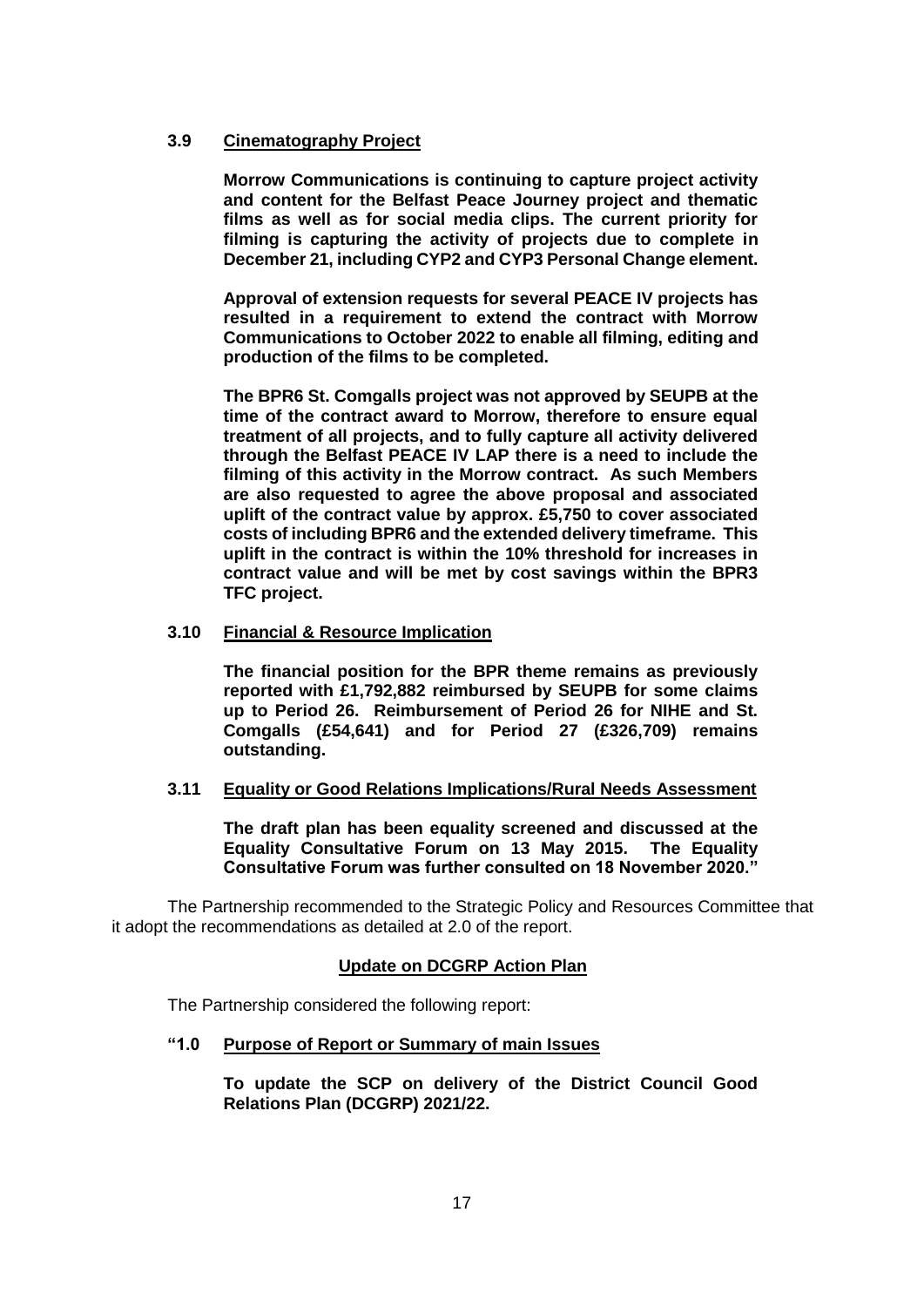**3.9 Cinematography Project**

**Morrow Communications is continuing to capture project activity and content for the Belfast Peace Journey project and thematic films as well as for social media clips. The current priority for filming is capturing the activity of projects due to complete in December 21, including CYP2 and CYP3 Personal Change element.**

**Approval of extension requests for several PEACE IV projects has resulted in a requirement to extend the contract with Morrow Communications to October 2022 to enable all filming, editing and production of the films to be completed.**

**The BPR6 St. Comgalls project was not approved by SEUPB at the time of the contract award to Morrow, therefore to ensure equal treatment of all projects, and to fully capture all activity delivered through the Belfast PEACE IV LAP there is a need to include the filming of this activity in the Morrow contract. As such Members are also requested to agree the above proposal and associated uplift of the contract value by approx. £5,750 to cover associated costs of including BPR6 and the extended delivery timeframe. This uplift in the contract is within the 10% threshold for increases in contract value and will be met by cost savings within the BPR3 TFC project.**

**3.10 Financial & Resource Implication**

**The financial position for the BPR theme remains as previously reported with £1,792,882 reimbursed by SEUPB for some claims up to Period 26. Reimbursement of Period 26 for NIHE and St. Comgalls (£54,641) and for Period 27 (£326,709) remains outstanding.**

**3.11 Equality or Good Relations Implications/Rural Needs Assessment**

**The draft plan has been equality screened and discussed at the Equality Consultative Forum on 13 May 2015. The Equality Consultative Forum was further consulted on 18 November 2020."**

The Partnership recommended to the Strategic Policy and Resources Committee that it adopt the recommendations as detailed at 2.0 of the report.

**Update on DCGRP Action Plan**

The Partnership considered the following report:

**"1.0 Purpose of Report or Summary of main Issues**

**To update the SCP on delivery of the District Council Good Relations Plan (DCGRP) 2021/22.**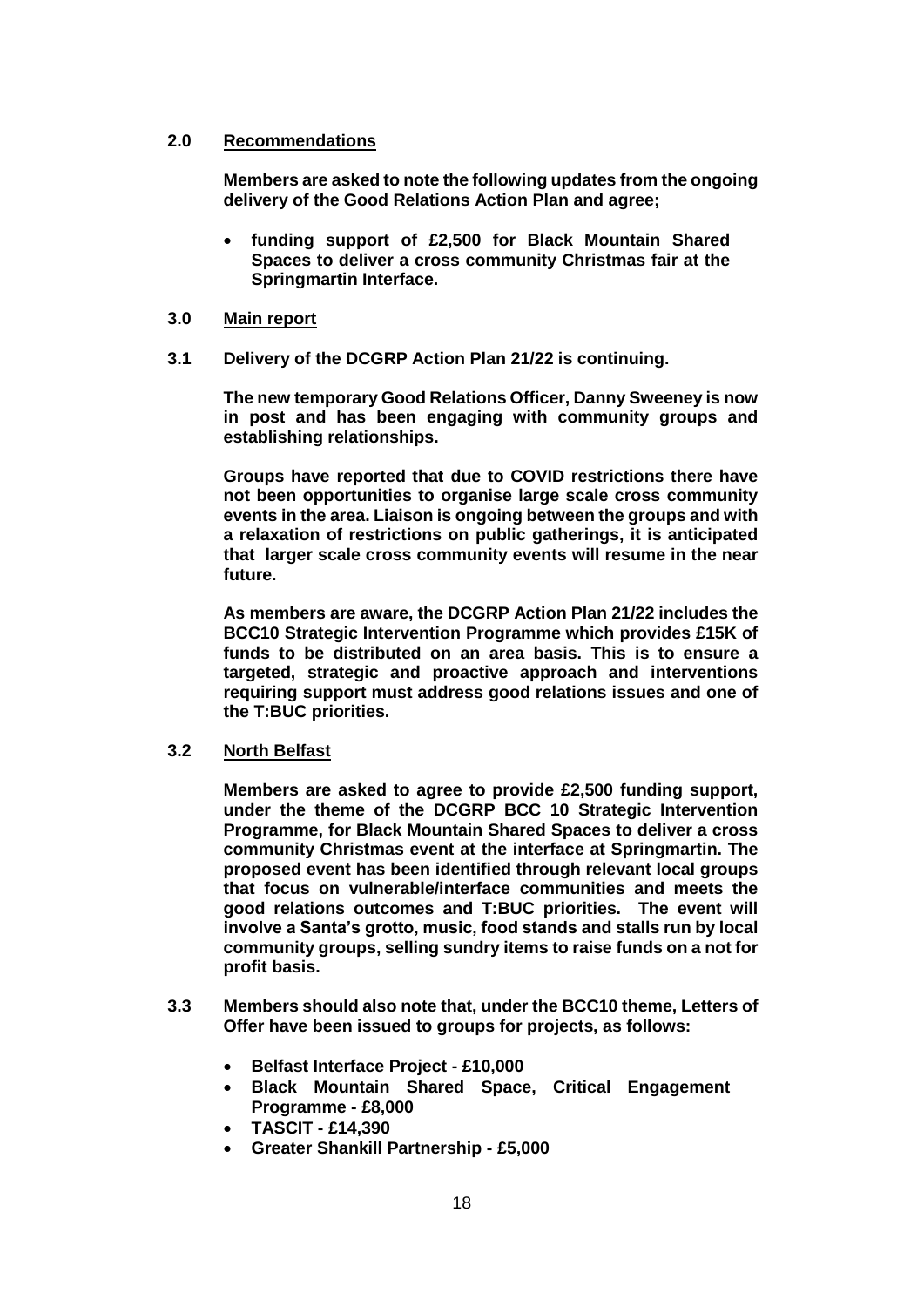## 2.0 Recommendations

**Members are asked to note the following updates from the ongoing delivery of the Good Relations Action Plan and agree;**

- **funding support of £2,500 for Black Mountain Shared Spaces to deliver a cross community Christmas fair at the Springmartin Interface.**

## 3.0 Main report

**3.1 Delivery of the DCGRP Action Plan 21/22 is continuing.**

**The new temporary Good Relations Officer, Danny Sweeney is now in post and has been engaging with community groups and establishing relationships.**

**Groups have reported that due to COVID restrictions there have not been opportunities to organise large scale cross community events in the area. Liaison is ongoing between the groups and with a relaxation of restrictions on public gatherings, it is anticipated that larger scale cross community events will resume in the near future.**

**As members are aware, the DCGRP Action Plan 21/22 includes the BCC10 Strategic Intervention Programme which provides £15K of funds to be distributed on an area basis. This is to ensure a targeted, strategic and proactive approach and interventions requiring support must address good relations issues and one of the T:BUC priorities.**

### 3.2 North Belfast

**Members are asked to agree to provide £2,500 funding support, under the theme of the DCGRP BCC 10 Strategic Intervention Programme, for Black Mountain Shared Spaces to deliver a cross community Christmas event at the interface at Springmartin. The proposed event has been identified through relevant local groups that focus on vulnerable/interface communities and meets the good relations outcomes and T:BUC priorities. The event will involve a Santa's grotto, music, food stands and stalls run by local community groups, selling sundry items to raise funds on a not for profit basis.**

**3.3 Members should also note that, under the BCC10 theme, Letters of Offer have been issued to groups for projects, as follows:**

- **Belfast Interface Project - £10,000**
- **Black Mountain Shared Space, Critical Engagement Programme - £8,000**
- **TASCIT - £14,390**
- **Greater Shankill Partnership - £5,000**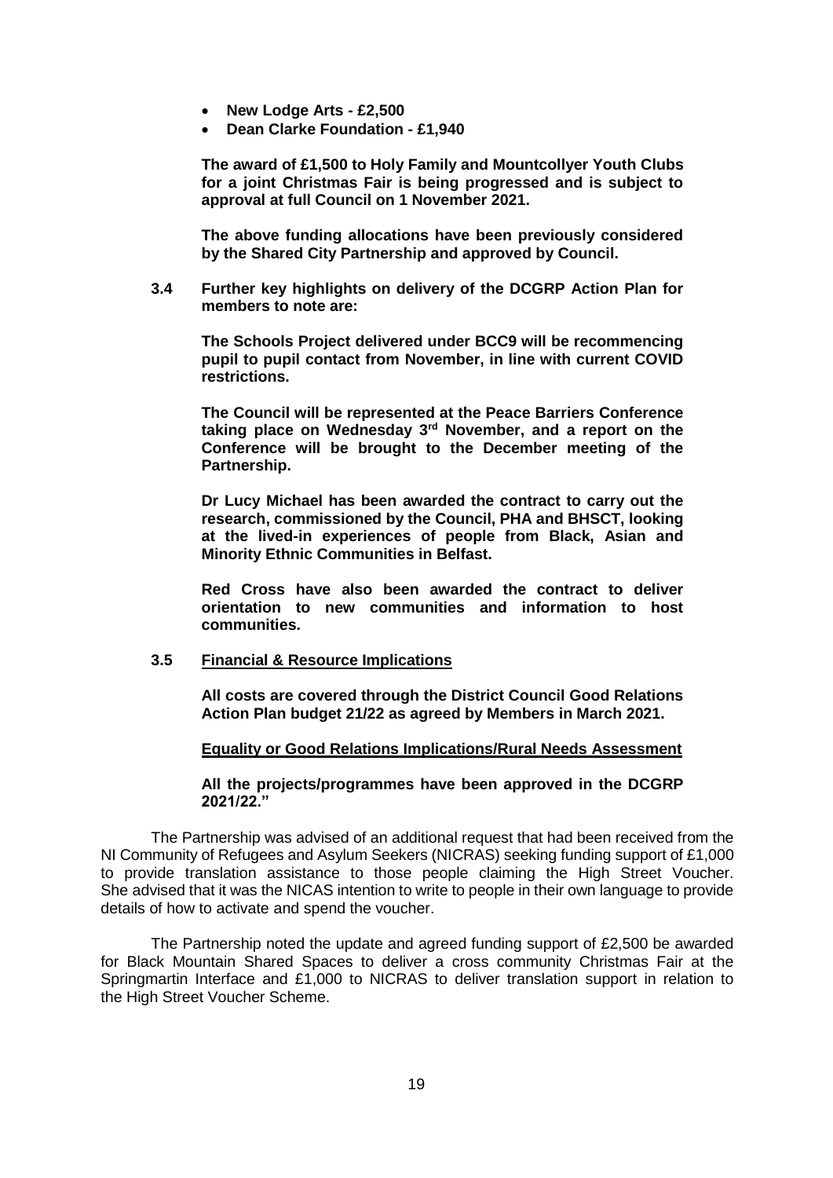- **New Lodge Arts - £2,500**
- **Dean Clarke Foundation - £1,940**

**The award of £1,500 to Holy Family and Mountcollyer Youth Clubs for a joint Christmas Fair is being progressed and is subject to approval at full Council on 1 November 2021.**

**The above funding allocations have been previously considered by the Shared City Partnership and approved by Council.**

**3.4 Further key highlights on delivery of the DCGRP Action Plan for members to note are:**

**The Schools Project delivered under BCC9 will be recommencing pupil to pupil contact from November, in line with current COVID restrictions.**

**The Council will be represented at the Peace Barriers Conference taking place on Wednesday 3rd November, and a report on the Conference will be brought to the December meeting of the Partnership.**

**Dr Lucy Michael has been awarded the contract to carry out the research, commissioned by the Council, PHA and BHSCT, looking at the lived-in experiences of people from Black, Asian and Minority Ethnic Communities in Belfast.**

**Red Cross have also been awarded the contract to deliver orientation to new communities and information to host communities.**

**3.5 <u>Financial & Resource Implications</u>**

**All costs are covered through the District Council Good Relations Action Plan budget 21/22 as agreed by Members in March 2021.**

**<u>Equality or Good Relations Implications/Rural Needs Assessment</u>**

**All the projects/programmes have been approved in the DCGRP 2021/22."**

The Partnership was advised of an additional request that had been received from the NI Community of Refugees and Asylum Seekers (NICRAS) seeking funding support of £1,000 to provide translation assistance to those people claiming the High Street Voucher. She advised that it was the NICAS intention to write to people in their own language to provide details of how to activate and spend the voucher.

The Partnership noted the update and agreed funding support of £2,500 be awarded for Black Mountain Shared Spaces to deliver a cross community Christmas Fair at the Springmartin Interface and £1,000 to NICRAS to deliver translation support in relation to the High Street Voucher Scheme.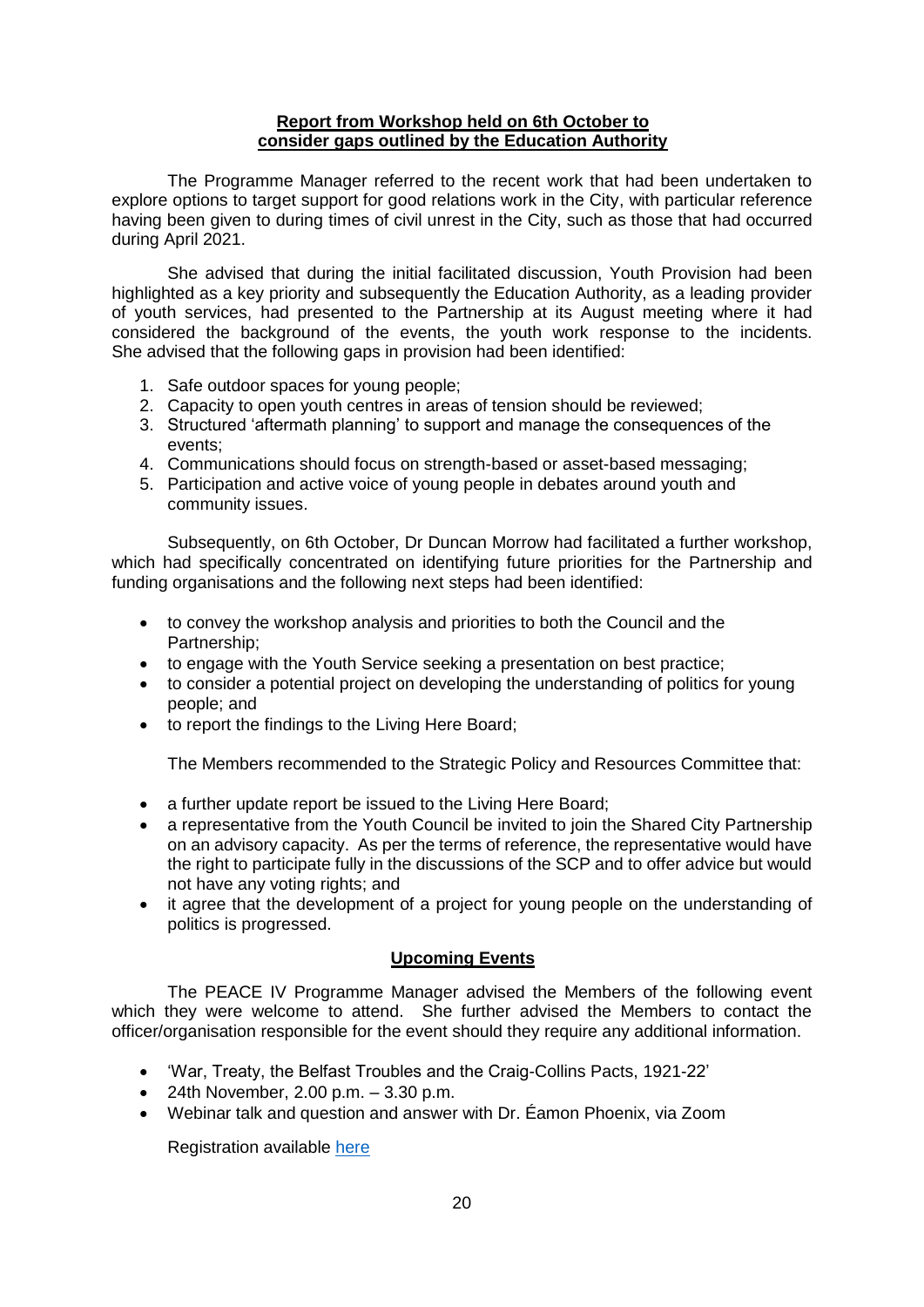**Report from Workshop held on 6th October to consider gaps outlined by the Education Authority**

The Programme Manager referred to the recent work that had been undertaken to explore options to target support for good relations work in the City, with particular reference having been given to during times of civil unrest in the City, such as those that had occurred during April 2021.

She advised that during the initial facilitated discussion, Youth Provision had been highlighted as a key priority and subsequently the Education Authority, as a leading provider of youth services, had presented to the Partnership at its August meeting where it had considered the background of the events, the youth work response to the incidents. She advised that the following gaps in provision had been identified:

1. Safe outdoor spaces for young people;
2. Capacity to open youth centres in areas of tension should be reviewed;
3. Structured 'aftermath planning' to support and manage the consequences of the events;
4. Communications should focus on strength-based or asset-based messaging;
5. Participation and active voice of young people in debates around youth and community issues.

Subsequently, on 6th October, Dr Duncan Morrow had facilitated a further workshop, which had specifically concentrated on identifying future priorities for the Partnership and funding organisations and the following next steps had been identified:

- to convey the workshop analysis and priorities to both the Council and the Partnership;
- to engage with the Youth Service seeking a presentation on best practice;
- to consider a potential project on developing the understanding of politics for young people; and
- to report the findings to the Living Here Board;

The Members recommended to the Strategic Policy and Resources Committee that:

- a further update report be issued to the Living Here Board;
- a representative from the Youth Council be invited to join the Shared City Partnership on an advisory capacity. As per the terms of reference, the representative would have the right to participate fully in the discussions of the SCP and to offer advice but would not have any voting rights; and
- it agree that the development of a project for young people on the understanding of politics is progressed.

**Upcoming Events**

The PEACE IV Programme Manager advised the Members of the following event which they were welcome to attend. She further advised the Members to contact the officer/organisation responsible for the event should they require any additional information.

- 'War, Treaty, the Belfast Troubles and the Craig-Collins Pacts, 1921-22'
- 24th November, 2.00 p.m. – 3.30 p.m.
- Webinar talk and question and answer with Dr. Éamon Phoenix, via Zoom

Registration available here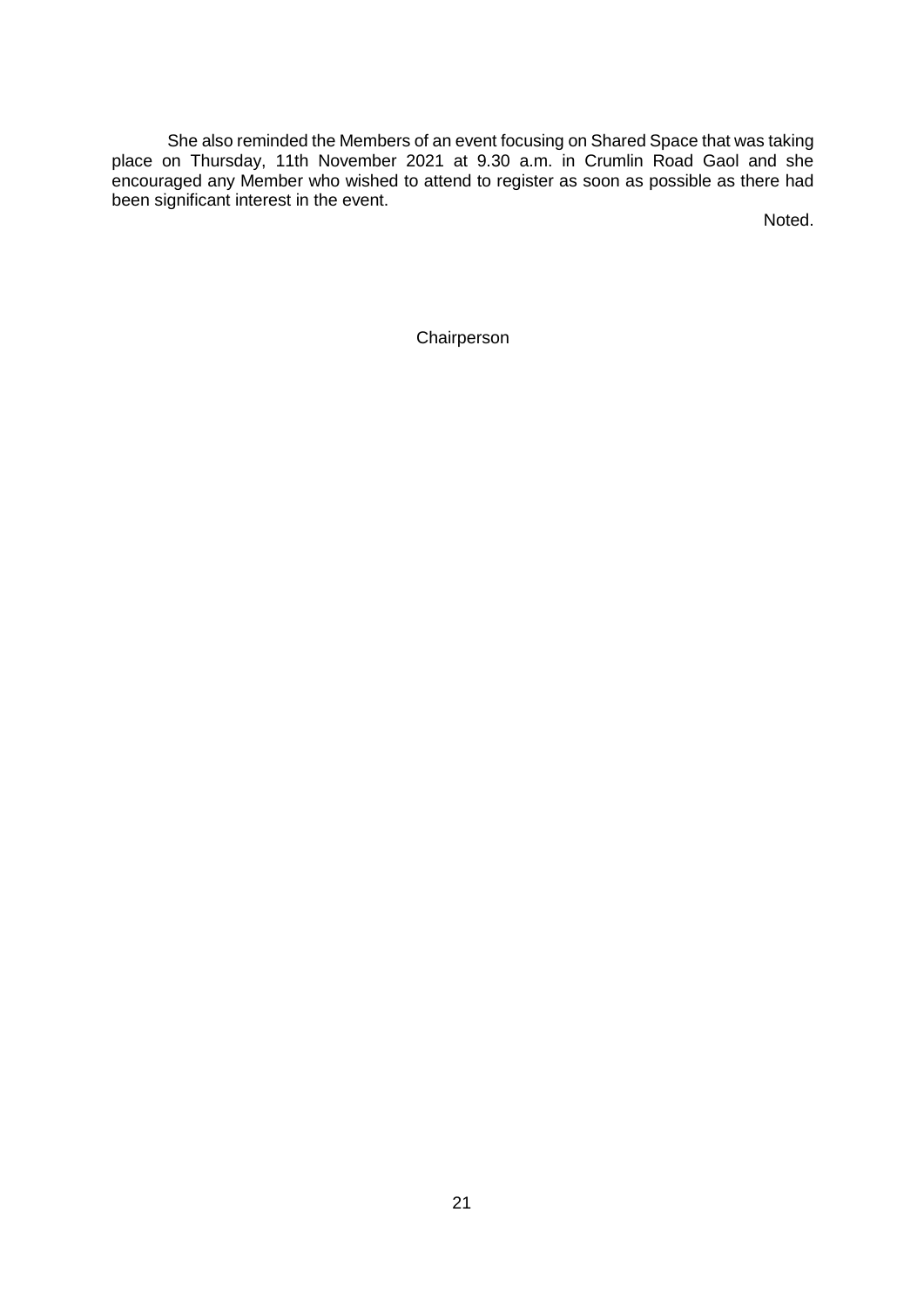She also reminded the Members of an event focusing on Shared Space that was taking place on Thursday, 11th November 2021 at 9.30 a.m. in Crumlin Road Gaol and she encouraged any Member who wished to attend to register as soon as possible as there had been significant interest in the event.

Noted.

Chairperson